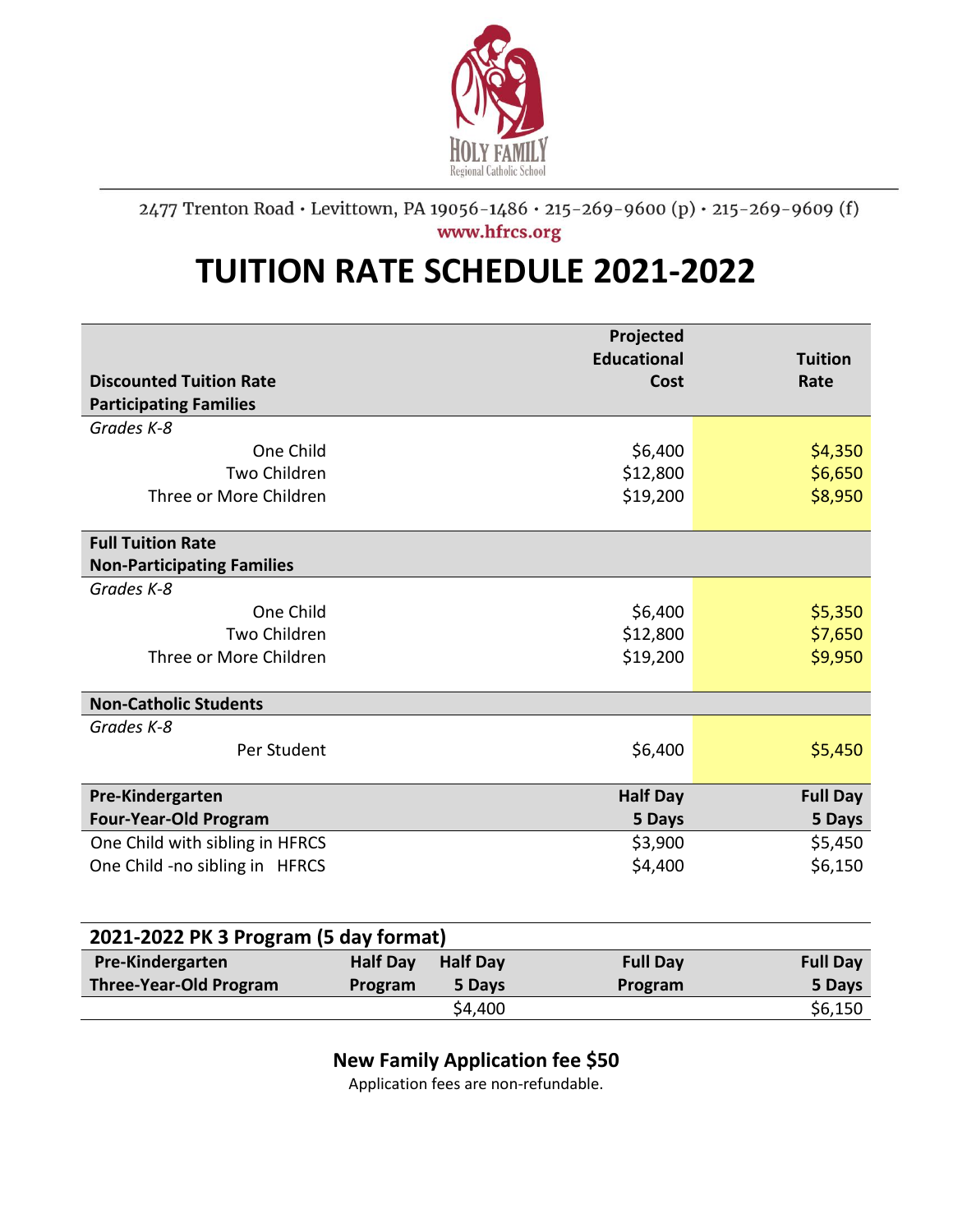HOLY FAMILY
Regional Catholic School

2477 Trenton Road • Levittown, PA 19056-1486 • 215-269-9600 (p) • 215-269-9609 (f)
www.hfrcs.org

# TUITION RATE SCHEDULE 2021-2022

| **Discounted Tuition Rate Participating Families** | **Projected Educational Cost** | **Tuition Rate** |
|---|---|---|
| *Grades K-8* | | |
| One Child | $6,400 | $4,350 |
| Two Children | $12,800 | $6,650 |
| Three or More Children | $19,200 | $8,950 |
| **Full Tuition Rate Non-Participating Families** | | |
| *Grades K-8* | | |
| One Child | $6,400 | $5,350 |
| Two Children | $12,800 | $7,650 |
| Three or More Children | $19,200 | $9,950 |
| **Non-Catholic Students** | | |
| *Grades K-8* | | |
| Per Student | $6,400 | $5,450 |
| **Pre-Kindergarten Four-Year-Old Program** | **Half Day 5 Days** | **Full Day 5 Days** |
| One Child with sibling in HFRCS | $3,900 | $5,450 |
| One Child -no sibling in HFRCS | $4,400 | $6,150 |

| **2021-2022 PK 3 Program (5 day format)** | | | | |
|---|---|---|---|---|
| **Pre-Kindergarten Three-Year-Old Program** | **Half Day Program** | **Half Day 5 Days** | **Full Day Program** | **Full Day 5 Days** |
| | | $4,400 | | $6,150 |

**New Family Application fee $50**

Application fees are non-refundable.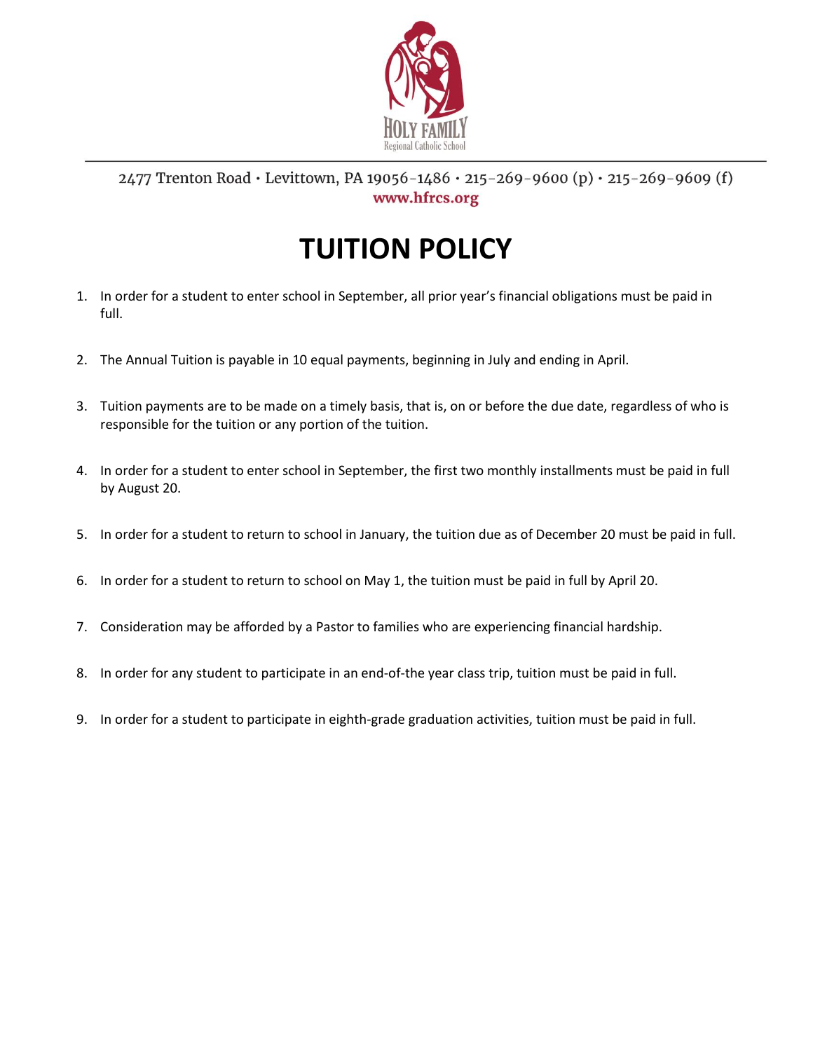HOLY FAMILY
Regional Catholic School

2477 Trenton Road • Levittown, PA 19056-1486 • 215-269-9600 (p) • 215-269-9609 (f)
www.hfrcs.org

# TUITION POLICY

1. In order for a student to enter school in September, all prior year's financial obligations must be paid in full.

2. The Annual Tuition is payable in 10 equal payments, beginning in July and ending in April.

3. Tuition payments are to be made on a timely basis, that is, on or before the due date, regardless of who is responsible for the tuition or any portion of the tuition.

4. In order for a student to enter school in September, the first two monthly installments must be paid in full by August 20.

5. In order for a student to return to school in January, the tuition due as of December 20 must be paid in full.

6. In order for a student to return to school on May 1, the tuition must be paid in full by April 20.

7. Consideration may be afforded by a Pastor to families who are experiencing financial hardship.

8. In order for any student to participate in an end-of-the year class trip, tuition must be paid in full.

9. In order for a student to participate in eighth-grade graduation activities, tuition must be paid in full.